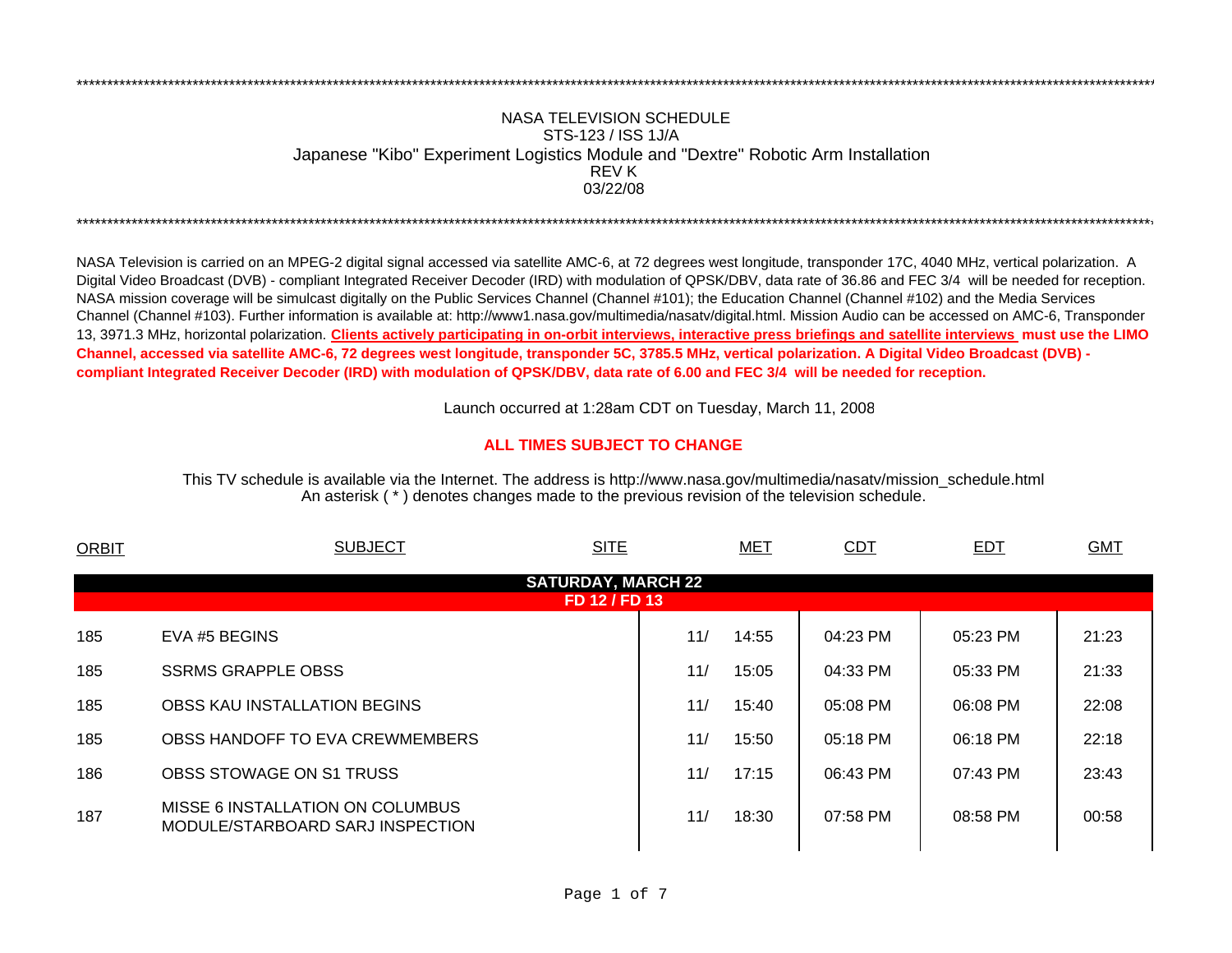# NASA TELEVISION SCHEDULE

## STS-123 / ISS 1J/A

## Japanese "Kibo" Experiment Logistics Module and "Dextre" Robotic Arm Installation

REV K

03/22/08

NASA Television is carried on an MPEG-2 digital signal accessed via satellite AMC-6, at 72 degrees west longitude, transponder 17C, 4040 MHz, vertical polarization. A Digital Video Broadcast (DVB) - compliant Integrated Receiver Decoder (IRD) with modulation of QPSK/DBV, data rate of 36.86 and FEC 3/4 will be needed for reception. NASA mission coverage will be simulcast digitally on the Public Services Channel (Channel #101); the Education Channel (Channel #102) and the Media Services Channel (Channel #103). Further information is available at: http://www1.nasa.gov/multimedia/nasatv/digital.html. Mission Audio can be accessed on AMC-6, Transponder 13, 3971.3 MHz, horizontal polarization. **Clients actively participating in on-orbit interviews, interactive press briefings and satellite interviews must use the LIMO Channel, accessed via satellite AMC-6, 72 degrees west longitude, transponder 5C, 3785.5 MHz, vertical polarization. A Digital Video Broadcast (DVB) - compliant Integrated Receiver Decoder (IRD) with modulation of QPSK/DBV, data rate of 6.00 and FEC 3/4 will be needed for reception.**

Launch occurred at 1:28am CDT on Tuesday, March 11, 2008

**ALL TIMES SUBJECT TO CHANGE**

This TV schedule is available via the Internet. The address is http://www.nasa.gov/multimedia/nasatv/mission_schedule.html
An asterisk ( * ) denotes changes made to the previous revision of the television schedule.

| ORBIT | SUBJECT | SITE | MET | CDT | EDT | GMT |
|---|---|---|---|---|---|---|
| | **SATURDAY, MARCH 22** | | | | | |
| | **FD 12 / FD 13** | | | | | |
| 185 | EVA #5 BEGINS | | 11/ 14:55 | 04:23 PM | 05:23 PM | 21:23 |
| 185 | SSRMS GRAPPLE OBSS | | 11/ 15:05 | 04:33 PM | 05:33 PM | 21:33 |
| 185 | OBSS KAU INSTALLATION BEGINS | | 11/ 15:40 | 05:08 PM | 06:08 PM | 22:08 |
| 185 | OBSS HANDOFF TO EVA CREWMEMBERS | | 11/ 15:50 | 05:18 PM | 06:18 PM | 22:18 |
| 186 | OBSS STOWAGE ON S1 TRUSS | | 11/ 17:15 | 06:43 PM | 07:43 PM | 23:43 |
| 187 | MISSE 6 INSTALLATION ON COLUMBUS MODULE/STARBOARD SARJ INSPECTION | | 11/ 18:30 | 07:58 PM | 08:58 PM | 00:58 |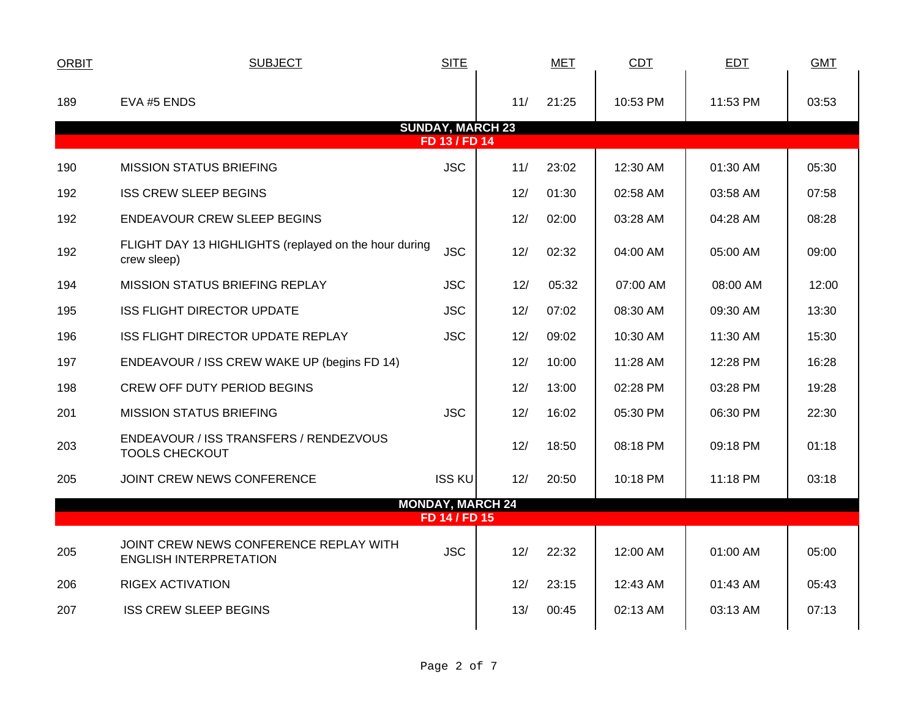| ORBIT | SUBJECT | SITE | MET | | CDT | EDT | GMT |
|---|---|---|---|---|---|---|---|
| 189 | EVA #5 ENDS | | 11/ | 21:25 | 10:53 PM | 11:53 PM | 03:53 |
| | **SUNDAY, MARCH 23** | | | | | | |
| | **FD 13 / FD 14** | | | | | | |
| 190 | MISSION STATUS BRIEFING | JSC | 11/ | 23:02 | 12:30 AM | 01:30 AM | 05:30 |
| 192 | ISS CREW SLEEP BEGINS | | 12/ | 01:30 | 02:58 AM | 03:58 AM | 07:58 |
| 192 | ENDEAVOUR CREW SLEEP BEGINS | | 12/ | 02:00 | 03:28 AM | 04:28 AM | 08:28 |
| 192 | FLIGHT DAY 13 HIGHLIGHTS (replayed on the hour during crew sleep) | JSC | 12/ | 02:32 | 04:00 AM | 05:00 AM | 09:00 |
| 194 | MISSION STATUS BRIEFING REPLAY | JSC | 12/ | 05:32 | 07:00 AM | 08:00 AM | 12:00 |
| 195 | ISS FLIGHT DIRECTOR UPDATE | JSC | 12/ | 07:02 | 08:30 AM | 09:30 AM | 13:30 |
| 196 | ISS FLIGHT DIRECTOR UPDATE REPLAY | JSC | 12/ | 09:02 | 10:30 AM | 11:30 AM | 15:30 |
| 197 | ENDEAVOUR / ISS CREW WAKE UP (begins FD 14) | | 12/ | 10:00 | 11:28 AM | 12:28 PM | 16:28 |
| 198 | CREW OFF DUTY PERIOD BEGINS | | 12/ | 13:00 | 02:28 PM | 03:28 PM | 19:28 |
| 201 | MISSION STATUS BRIEFING | JSC | 12/ | 16:02 | 05:30 PM | 06:30 PM | 22:30 |
| 203 | ENDEAVOUR / ISS TRANSFERS / RENDEZVOUS TOOLS CHECKOUT | | 12/ | 18:50 | 08:18 PM | 09:18 PM | 01:18 |
| 205 | JOINT CREW NEWS CONFERENCE | ISS KU | 12/ | 20:50 | 10:18 PM | 11:18 PM | 03:18 |
| | **MONDAY, MARCH 24** | | | | | | |
| | **FD 14 / FD 15** | | | | | | |
| 205 | JOINT CREW NEWS CONFERENCE REPLAY WITH ENGLISH INTERPRETATION | JSC | 12/ | 22:32 | 12:00 AM | 01:00 AM | 05:00 |
| 206 | RIGEX ACTIVATION | | 12/ | 23:15 | 12:43 AM | 01:43 AM | 05:43 |
| 207 | ISS CREW SLEEP BEGINS | | 13/ | 00:45 | 02:13 AM | 03:13 AM | 07:13 |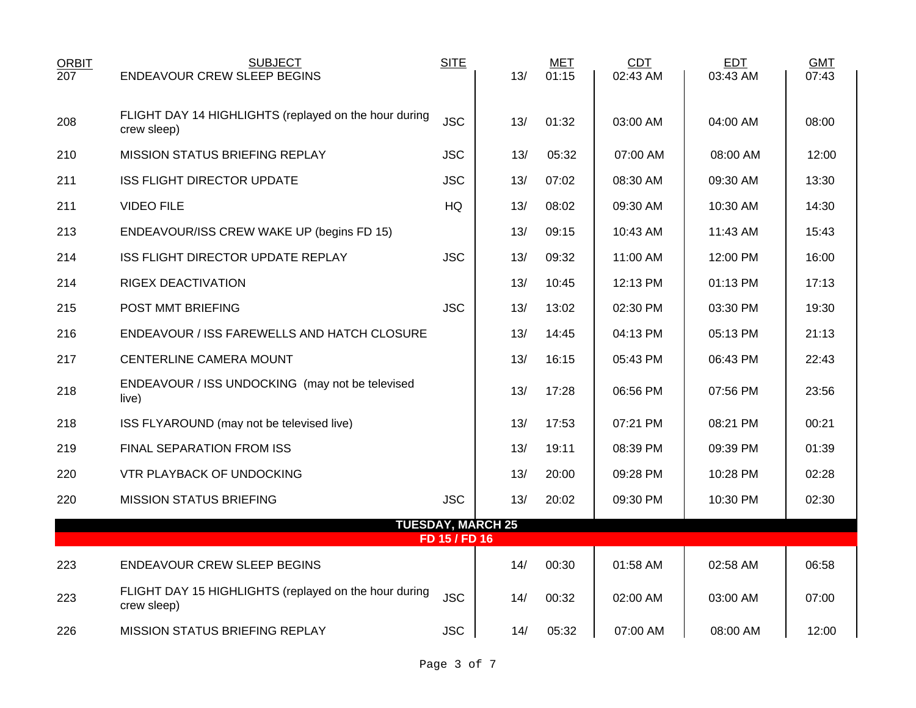| ORBIT | SUBJECT | SITE | | MET | CDT | EDT | GMT |
|---|---|---|---|---|---|---|---|
| 207 | ENDEAVOUR CREW SLEEP BEGINS | | 13/ | 01:15 | 02:43 AM | 03:43 AM | 07:43 |
| 208 | FLIGHT DAY 14 HIGHLIGHTS (replayed on the hour during crew sleep) | JSC | 13/ | 01:32 | 03:00 AM | 04:00 AM | 08:00 |
| 210 | MISSION STATUS BRIEFING REPLAY | JSC | 13/ | 05:32 | 07:00 AM | 08:00 AM | 12:00 |
| 211 | ISS FLIGHT DIRECTOR UPDATE | JSC | 13/ | 07:02 | 08:30 AM | 09:30 AM | 13:30 |
| 211 | VIDEO FILE | HQ | 13/ | 08:02 | 09:30 AM | 10:30 AM | 14:30 |
| 213 | ENDEAVOUR/ISS CREW WAKE UP (begins FD 15) | | 13/ | 09:15 | 10:43 AM | 11:43 AM | 15:43 |
| 214 | ISS FLIGHT DIRECTOR UPDATE REPLAY | JSC | 13/ | 09:32 | 11:00 AM | 12:00 PM | 16:00 |
| 214 | RIGEX DEACTIVATION | | 13/ | 10:45 | 12:13 PM | 01:13 PM | 17:13 |
| 215 | POST MMT BRIEFING | JSC | 13/ | 13:02 | 02:30 PM | 03:30 PM | 19:30 |
| 216 | ENDEAVOUR / ISS FAREWELLS AND HATCH CLOSURE | | 13/ | 14:45 | 04:13 PM | 05:13 PM | 21:13 |
| 217 | CENTERLINE CAMERA MOUNT | | 13/ | 16:15 | 05:43 PM | 06:43 PM | 22:43 |
| 218 | ENDEAVOUR / ISS UNDOCKING (may not be televised live) | | 13/ | 17:28 | 06:56 PM | 07:56 PM | 23:56 |
| 218 | ISS FLYAROUND (may not be televised live) | | 13/ | 17:53 | 07:21 PM | 08:21 PM | 00:21 |
| 219 | FINAL SEPARATION FROM ISS | | 13/ | 19:11 | 08:39 PM | 09:39 PM | 01:39 |
| 220 | VTR PLAYBACK OF UNDOCKING | | 13/ | 20:00 | 09:28 PM | 10:28 PM | 02:28 |
| 220 | MISSION STATUS BRIEFING | JSC | 13/ | 20:02 | 09:30 PM | 10:30 PM | 02:30 |
| | **TUESDAY, MARCH 25** | | | | | | |
| | **FD 15 / FD 16** | | | | | | |
| 223 | ENDEAVOUR CREW SLEEP BEGINS | | 14/ | 00:30 | 01:58 AM | 02:58 AM | 06:58 |
| 223 | FLIGHT DAY 15 HIGHLIGHTS (replayed on the hour during crew sleep) | JSC | 14/ | 00:32 | 02:00 AM | 03:00 AM | 07:00 |
| 226 | MISSION STATUS BRIEFING REPLAY | JSC | 14/ | 05:32 | 07:00 AM | 08:00 AM | 12:00 |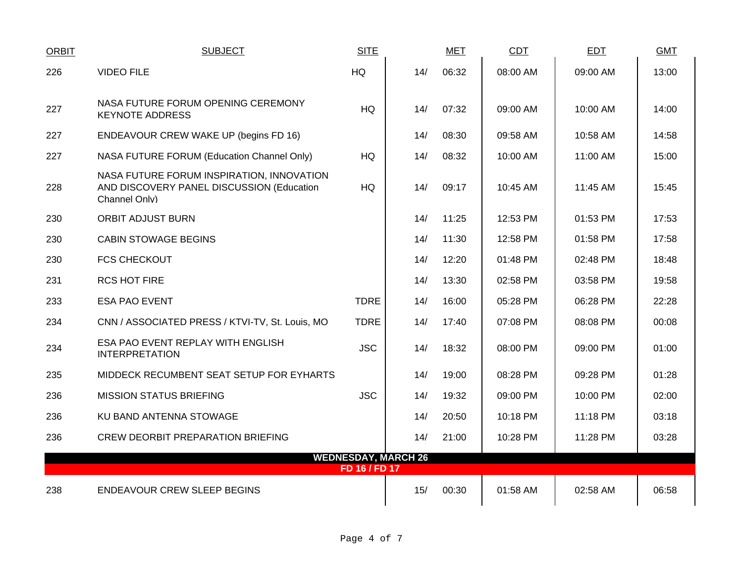| ORBIT | SUBJECT | SITE | MET | | CDT | EDT | GMT |
|---|---|---|---|---|---|---|---|
| 226 | VIDEO FILE | HQ | 14/ | 06:32 | 08:00 AM | 09:00 AM | 13:00 |
| 227 | NASA FUTURE FORUM OPENING CEREMONY KEYNOTE ADDRESS | HQ | 14/ | 07:32 | 09:00 AM | 10:00 AM | 14:00 |
| 227 | ENDEAVOUR CREW WAKE UP (begins FD 16) | | 14/ | 08:30 | 09:58 AM | 10:58 AM | 14:58 |
| 227 | NASA FUTURE FORUM (Education Channel Only) | HQ | 14/ | 08:32 | 10:00 AM | 11:00 AM | 15:00 |
| 228 | NASA FUTURE FORUM INSPIRATION, INNOVATION AND DISCOVERY PANEL DISCUSSION (Education Channel Only) | HQ | 14/ | 09:17 | 10:45 AM | 11:45 AM | 15:45 |
| 230 | ORBIT ADJUST BURN | | 14/ | 11:25 | 12:53 PM | 01:53 PM | 17:53 |
| 230 | CABIN STOWAGE BEGINS | | 14/ | 11:30 | 12:58 PM | 01:58 PM | 17:58 |
| 230 | FCS CHECKOUT | | 14/ | 12:20 | 01:48 PM | 02:48 PM | 18:48 |
| 231 | RCS HOT FIRE | | 14/ | 13:30 | 02:58 PM | 03:58 PM | 19:58 |
| 233 | ESA PAO EVENT | TDRE | 14/ | 16:00 | 05:28 PM | 06:28 PM | 22:28 |
| 234 | CNN / ASSOCIATED PRESS / KTVI-TV, St. Louis, MO | TDRE | 14/ | 17:40 | 07:08 PM | 08:08 PM | 00:08 |
| 234 | ESA PAO EVENT REPLAY WITH ENGLISH INTERPRETATION | JSC | 14/ | 18:32 | 08:00 PM | 09:00 PM | 01:00 |
| 235 | MIDDECK RECUMBENT SEAT SETUP FOR EYHARTS | | 14/ | 19:00 | 08:28 PM | 09:28 PM | 01:28 |
| 236 | MISSION STATUS BRIEFING | JSC | 14/ | 19:32 | 09:00 PM | 10:00 PM | 02:00 |
| 236 | KU BAND ANTENNA STOWAGE | | 14/ | 20:50 | 10:18 PM | 11:18 PM | 03:18 |
| 236 | CREW DEORBIT PREPARATION BRIEFING | | 14/ | 21:00 | 10:28 PM | 11:28 PM | 03:28 |
| | **WEDNESDAY, MARCH 26** | | | | | | |
| | **FD 16 / FD 17** | | | | | | |
| 238 | ENDEAVOUR CREW SLEEP BEGINS | | 15/ | 00:30 | 01:58 AM | 02:58 AM | 06:58 |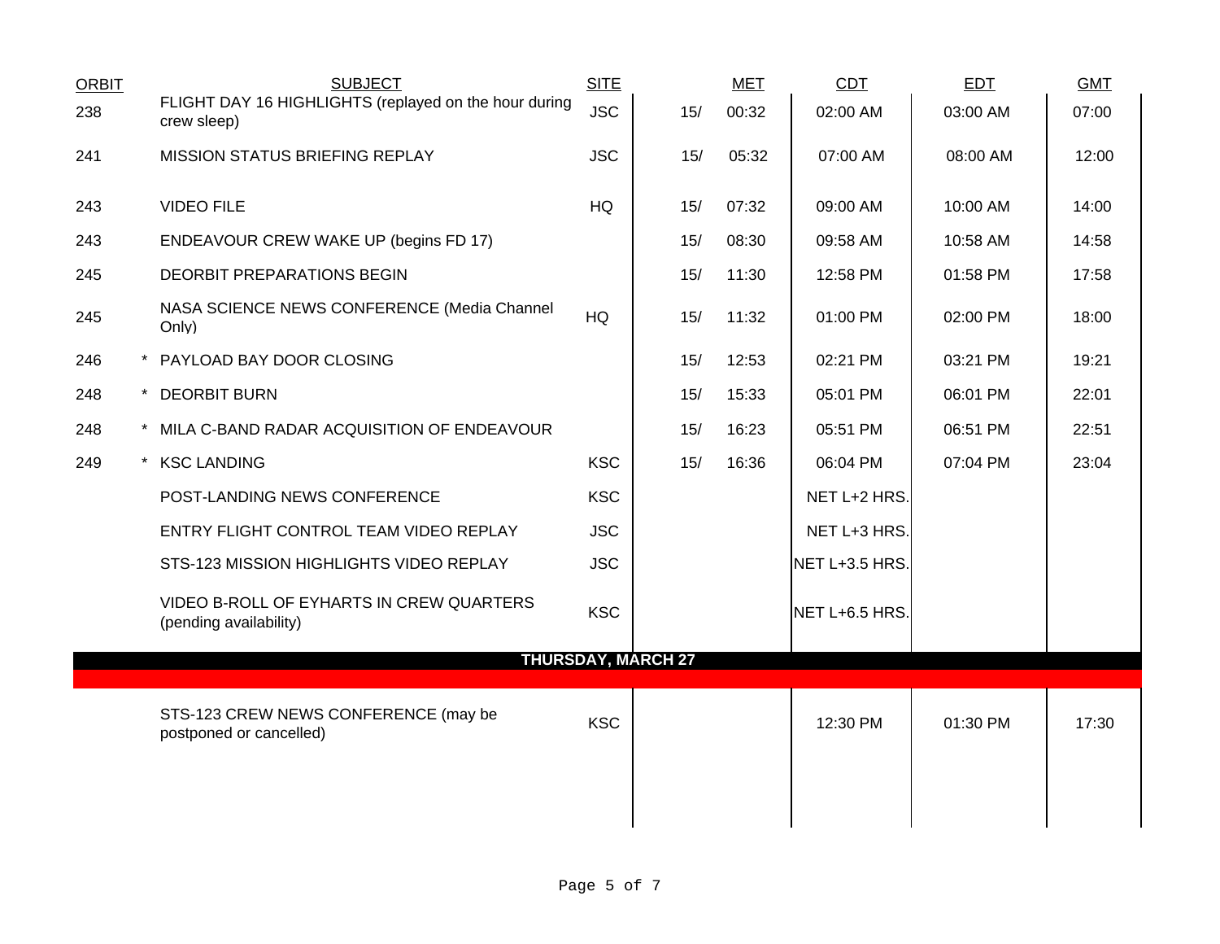| ORBIT | | SUBJECT | SITE | | MET | CDT | EDT | GMT |
|---|---|---|---|---|---|---|---|---|
| 238 | | FLIGHT DAY 16 HIGHLIGHTS (replayed on the hour during crew sleep) | JSC | 15/ | 00:32 | 02:00 AM | 03:00 AM | 07:00 |
| 241 | | MISSION STATUS BRIEFING REPLAY | JSC | 15/ | 05:32 | 07:00 AM | 08:00 AM | 12:00 |
| 243 | | VIDEO FILE | HQ | 15/ | 07:32 | 09:00 AM | 10:00 AM | 14:00 |
| 243 | | ENDEAVOUR CREW WAKE UP (begins FD 17) | | 15/ | 08:30 | 09:58 AM | 10:58 AM | 14:58 |
| 245 | | DEORBIT PREPARATIONS BEGIN | | 15/ | 11:30 | 12:58 PM | 01:58 PM | 17:58 |
| 245 | | NASA SCIENCE NEWS CONFERENCE (Media Channel Only) | HQ | 15/ | 11:32 | 01:00 PM | 02:00 PM | 18:00 |
| 246 | * | PAYLOAD BAY DOOR CLOSING | | 15/ | 12:53 | 02:21 PM | 03:21 PM | 19:21 |
| 248 | * | DEORBIT BURN | | 15/ | 15:33 | 05:01 PM | 06:01 PM | 22:01 |
| 248 | * | MILA C-BAND RADAR ACQUISITION OF ENDEAVOUR | | 15/ | 16:23 | 05:51 PM | 06:51 PM | 22:51 |
| 249 | * | KSC LANDING | KSC | 15/ | 16:36 | 06:04 PM | 07:04 PM | 23:04 |
| | | POST-LANDING NEWS CONFERENCE | KSC | | | NET L+2 HRS. | | |
| | | ENTRY FLIGHT CONTROL TEAM VIDEO REPLAY | JSC | | | NET L+3 HRS. | | |
| | | STS-123 MISSION HIGHLIGHTS VIDEO REPLAY | JSC | | | NET L+3.5 HRS. | | |
| | | VIDEO B-ROLL OF EYHARTS IN CREW QUARTERS (pending availability) | KSC | | | NET L+6.5 HRS. | | |
| | | **THURSDAY, MARCH 27** | | | | | | |
| | | STS-123 CREW NEWS CONFERENCE (may be postponed or cancelled) | KSC | | | 12:30 PM | 01:30 PM | 17:30 |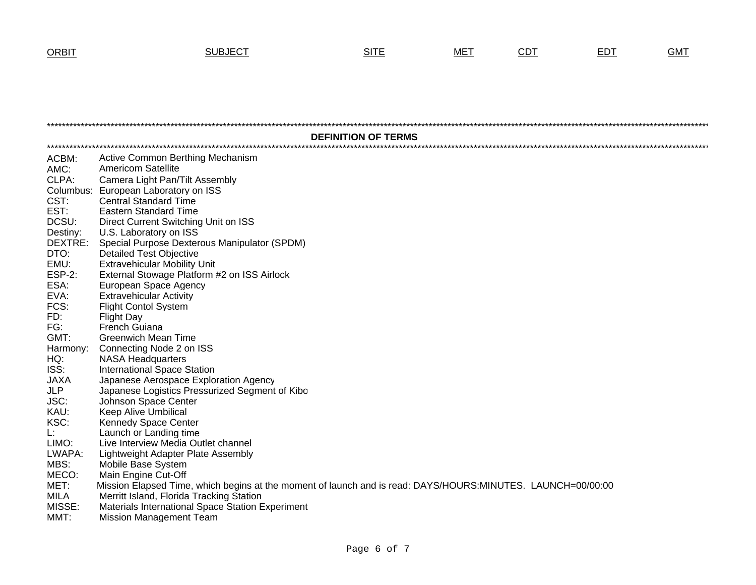| ORBIT | SUBJECT | SITE | MET | CDT | EDT | GMT |
|---|---|---|---|---|---|---|

## DEFINITION OF TERMS

ACBM: Active Common Berthing Mechanism
AMC: Americom Satellite
CLPA: Camera Light Pan/Tilt Assembly
Columbus: European Laboratory on ISS
CST: Central Standard Time
EST: Eastern Standard Time
DCSU: Direct Current Switching Unit on ISS
Destiny: U.S. Laboratory on ISS
DEXTRE: Special Purpose Dexterous Manipulator (SPDM)
DTO: Detailed Test Objective
EMU: Extravehicular Mobility Unit
ESP-2: External Stowage Platform #2 on ISS Airlock
ESA: European Space Agency
EVA: Extravehicular Activity
FCS: Flight Contol System
FD: Flight Day
FG: French Guiana
GMT: Greenwich Mean Time
Harmony: Connecting Node 2 on ISS
HQ: NASA Headquarters
ISS: International Space Station
JAXA Japanese Aerospace Exploration Agency
JLP Japanese Logistics Pressurized Segment of Kibo
JSC: Johnson Space Center
KAU: Keep Alive Umbilical
KSC: Kennedy Space Center
L: Launch or Landing time
LIMO: Live Interview Media Outlet channel
LWAPA: Lightweight Adapter Plate Assembly
MBS: Mobile Base System
MECO: Main Engine Cut-Off
MET: Mission Elapsed Time, which begins at the moment of launch and is read: DAYS/HOURS:MINUTES. LAUNCH=00/00:00
MILA Merritt Island, Florida Tracking Station
MISSE: Materials International Space Station Experiment
MMT: Mission Management Team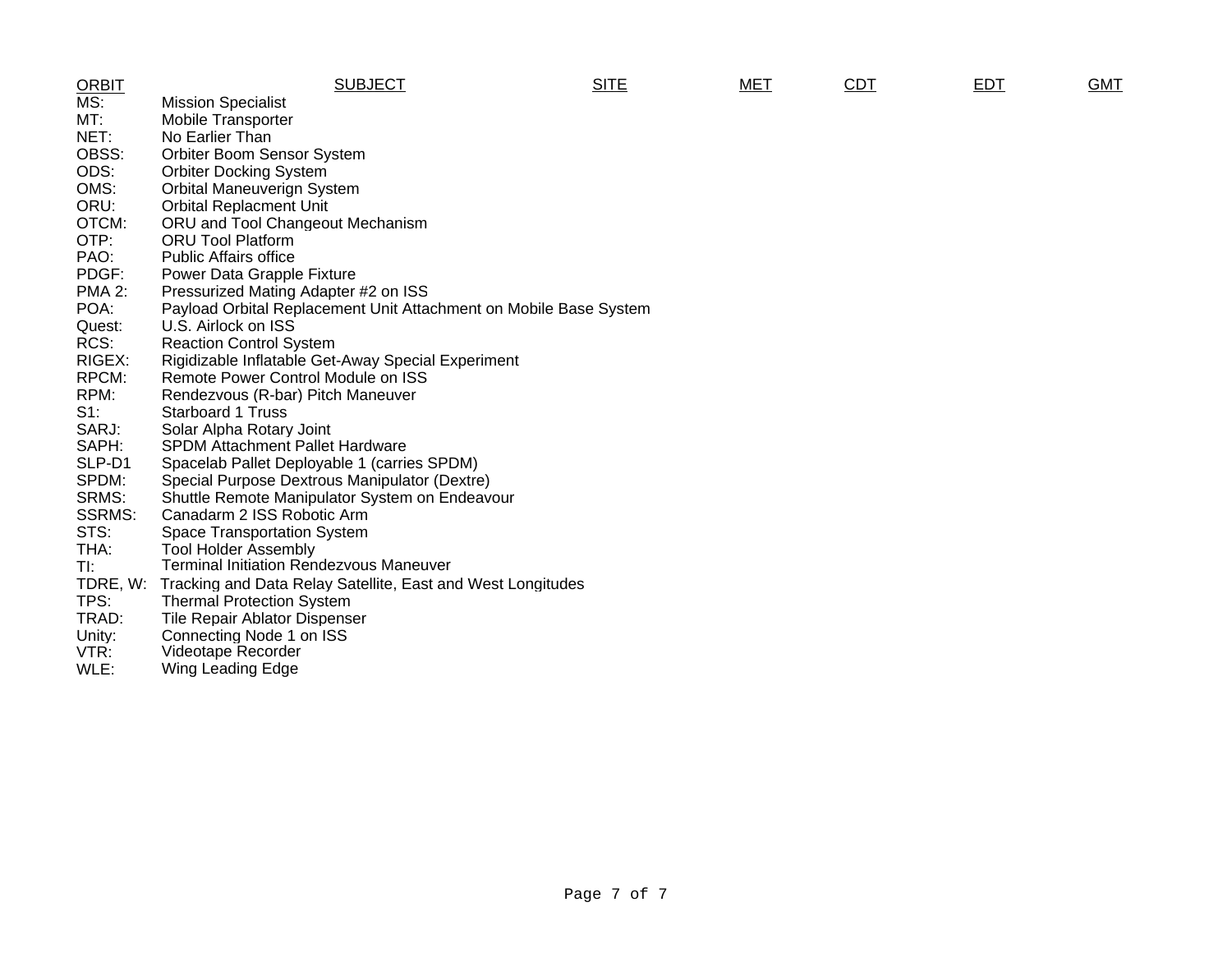| | |
|---|---|
| MS: | Mission Specialist |
| MT: | Mobile Transporter |
| NET: | No Earlier Than |
| OBSS: | Orbiter Boom Sensor System |
| ODS: | Orbiter Docking System |
| OMS: | Orbital Maneuverign System |
| ORU: | Orbital Replacment Unit |
| OTCM: | ORU and Tool Changeout Mechanism |
| OTP: | ORU Tool Platform |
| PAO: | Public Affairs office |
| PDGF: | Power Data Grapple Fixture |
| PMA 2: | Pressurized Mating Adapter #2 on ISS |
| POA: | Payload Orbital Replacement Unit Attachment on Mobile Base System |
| Quest: | U.S. Airlock on ISS |
| RCS: | Reaction Control System |
| RIGEX: | Rigidizable Inflatable Get-Away Special Experiment |
| RPCM: | Remote Power Control Module on ISS |
| RPM: | Rendezvous (R-bar) Pitch Maneuver |
| S1: | Starboard 1 Truss |
| SARJ: | Solar Alpha Rotary Joint |
| SAPH: | SPDM Attachment Pallet Hardware |
| SLP-D1 | Spacelab Pallet Deployable 1 (carries SPDM) |
| SPDM: | Special Purpose Dextrous Manipulator (Dextre) |
| SRMS: | Shuttle Remote Manipulator System on Endeavour |
| SSRMS: | Canadarm 2 ISS Robotic Arm |
| STS: | Space Transportation System |
| THA: | Tool Holder Assembly |
| TI: | Terminal Initiation Rendezvous Maneuver |
| TDRE, W: | Tracking and Data Relay Satellite, East and West Longitudes |
| TPS: | Thermal Protection System |
| TRAD: | Tile Repair Ablator Dispenser |
| Unity: | Connecting Node 1 on ISS |
| VTR: | Videotape Recorder |
| WLE: | Wing Leading Edge |